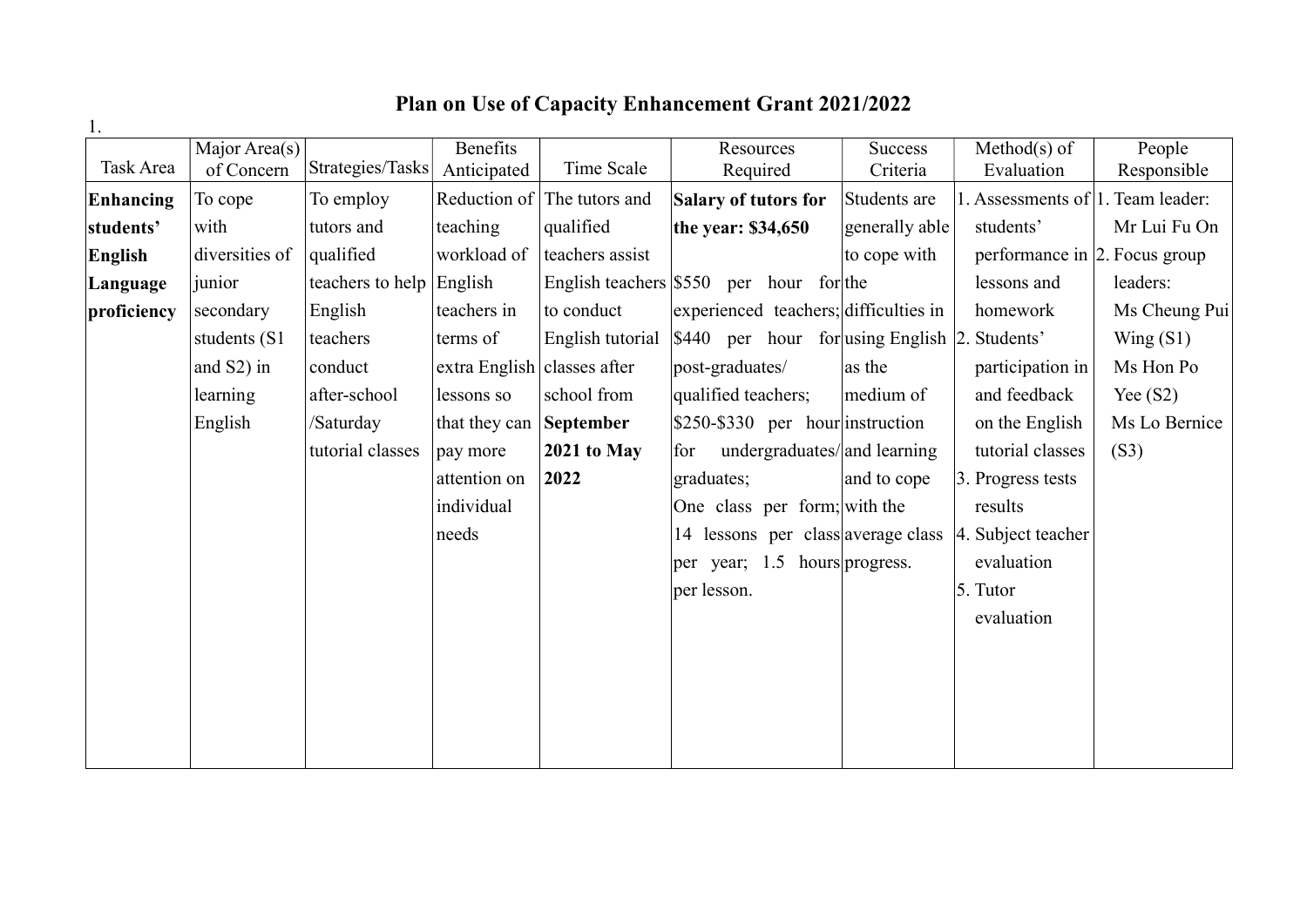# Plan on Use of Capacity Enhancement Grant 2021/2022

1.

| Task Area | Major Area(s) of Concern | Strategies/Tasks | Benefits Anticipated | Time Scale | Resources Required | Success Criteria | Method(s) of Evaluation | People Responsible |
|---|---|---|---|---|---|---|---|---|
| **Enhancing students' English Language proficiency** | To cope with diversities of junior secondary students (S1 and S2) in learning English | To employ tutors and qualified teachers to help English teachers conduct after-school /Saturday tutorial classes | Reduction of teaching workload of English teachers in terms of extra English lessons so that they can pay more attention on individual needs | The tutors and qualified teachers assist English teachers to conduct English tutorial classes after school from **September 2021 to May 2022** | **Salary of tutors for the year: $34,650**<br><br>$550 per hour for experienced teachers; $440 per hour for post-graduates/ qualified teachers; $250-$330 per hour for undergraduates/ graduates; One class per form; 14 lessons per class per year; 1.5 hours per lesson. | Students are generally able to cope with the difficulties in using English as the medium of instruction and learning and to cope with the average class progress. | 1. Assessments of students' performance in lessons and homework<br>2. Students' participation in and feedback on the English tutorial classes<br>3. Progress tests results<br>4. Subject teacher evaluation<br>5. Tutor evaluation | 1. Team leader: Mr Lui Fu On<br>2. Focus group leaders: Ms Cheung Pui Wing (S1) Ms Hon Po Yee (S2) Ms Lo Bernice (S3) |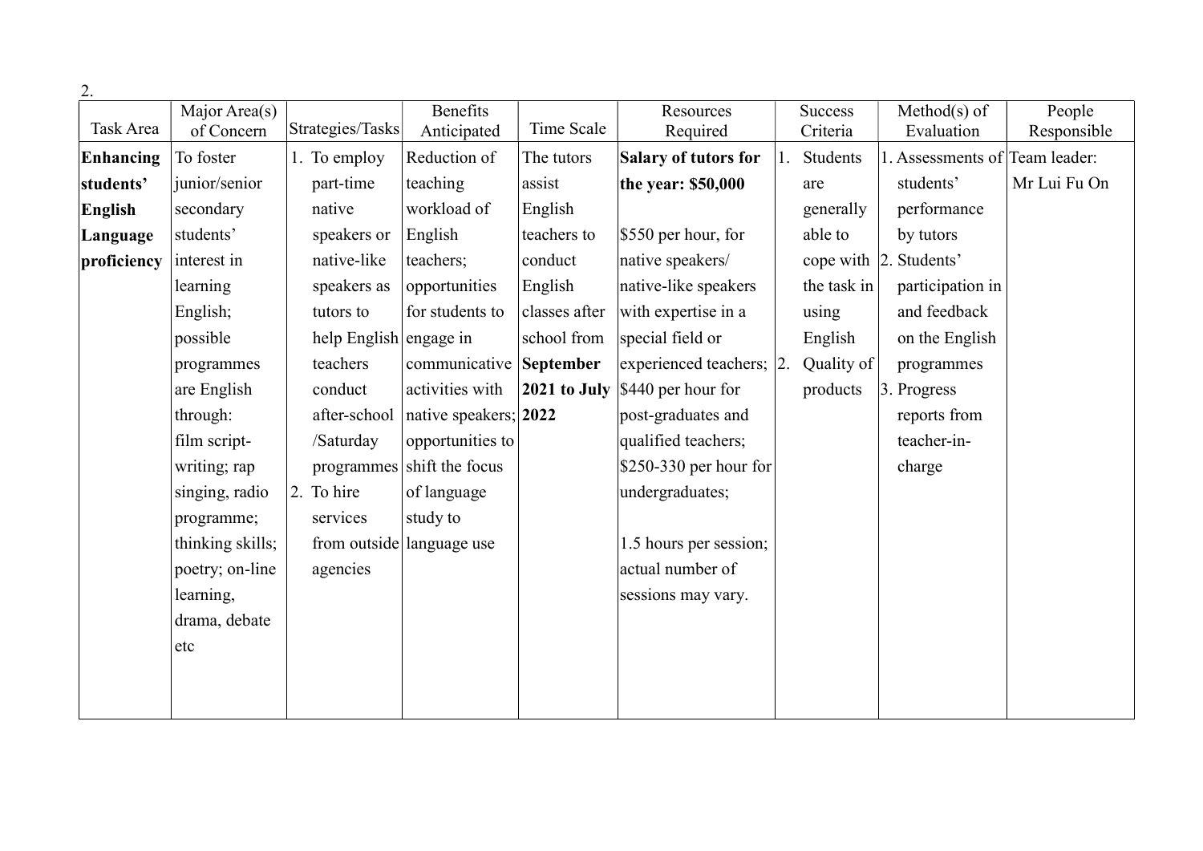2.

| Task Area | Major Area(s) of Concern | Strategies/Tasks | Benefits Anticipated | Time Scale | Resources Required | Success Criteria | Method(s) of Evaluation | People Responsible |
|---|---|---|---|---|---|---|---|---|
| **Enhancing students' English Language proficiency** | To foster junior/senior secondary students' interest in learning English; possible programmes are English through: film script-writing; rap singing, radio programme; thinking skills; poetry; on-line learning, drama, debate etc | 1. To employ part-time native speakers or native-like speakers as tutors to help English teachers conduct after-school /Saturday programmes<br>2. To hire services from outside agencies | Reduction of teaching workload of English teachers; opportunities for students to engage in communicative activities with native speakers; opportunities to shift the focus of language study to language use | The tutors assist English teachers to conduct English classes after school from **September 2021 to July 2022** | **Salary of tutors for the year: $50,000**<br><br>$550 per hour, for native speakers/ native-like speakers with expertise in a special field or experienced teachers;<br>$440 per hour for post-graduates and qualified teachers;<br>$250-330 per hour for undergraduates;<br><br>1.5 hours per session; actual number of sessions may vary. | 1. Students are generally able to cope with the task in using English<br>2. Quality of products | 1. Assessments of students' performance by tutors<br>2. Students' participation in and feedback on the English programmes<br>3. Progress reports from teacher-in-charge | Team leader: Mr Lui Fu On |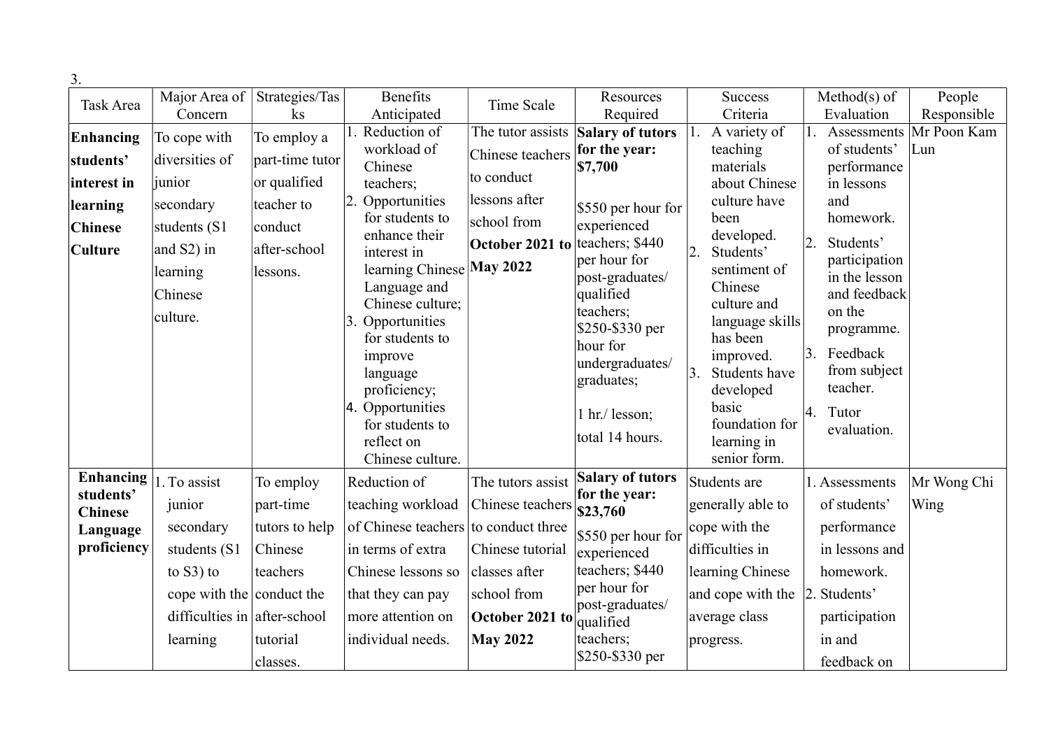3.

| Task Area | Major Area of Concern | Strategies/Tasks | Benefits Anticipated | Time Scale | Resources Required | Success Criteria | Method(s) of Evaluation | People Responsible |
|---|---|---|---|---|---|---|---|---|
| **Enhancing students' interest in learning Chinese Culture** | To cope with diversities of junior secondary students (S1 and S2) in learning Chinese culture. | To employ a part-time tutor or qualified teacher to conduct after-school lessons. | 1. Reduction of workload of Chinese teachers; 2. Opportunities for students to enhance their interest in learning Chinese Language and Chinese culture; 3. Opportunities for students to improve language proficiency; 4. Opportunities for students to reflect on Chinese culture. | The tutor assists Chinese teachers to conduct lessons after school from **October 2021 to May 2022** | **Salary of tutors for the year: $7,700** $550 per hour for experienced teachers; $440 per hour for post-graduates/ qualified teachers; $250-$330 per hour for undergraduates/ graduates; 1 hr./ lesson; total 14 hours. | 1. A variety of teaching materials about Chinese culture have been developed. 2. Students' sentiment of Chinese culture and language skills has been improved. 3. Students have developed basic foundation for learning in senior form. | 1. Assessments of students' performance in lessons and homework. 2. Students' participation in the lesson and feedback on the programme. 3. Feedback from subject teacher. 4. Tutor evaluation. | Mr Poon Kam Lun |
| **Enhancing students' Chinese Language proficiency** | 1. To assist junior secondary students (S1 to S3) to cope with the difficulties in learning | To employ part-time tutors to help Chinese teachers conduct the after-school tutorial classes. | Reduction of teaching workload of Chinese teachers in terms of extra Chinese lessons so that they can pay more attention on individual needs. | The tutors assist Chinese teachers to conduct three Chinese tutorial classes after school from **October 2021 to May 2022** | **Salary of tutors for the year: $23,760** $550 per hour for experienced teachers; $440 per hour for post-graduates/ qualified teachers; $250-$330 per | Students are generally able to cope with the difficulties in learning Chinese and cope with the average class progress. | 1. Assessments of students' performance in lessons and homework. 2. Students' participation in and feedback on | Mr Wong Chi Wing |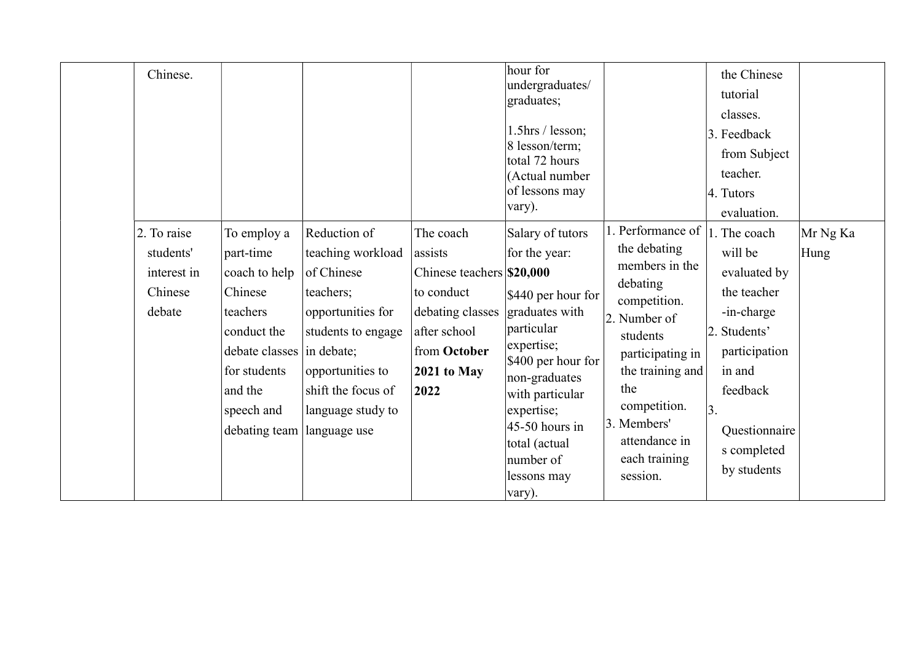| | | | | | | | | |
|---|---|---|---|---|---|---|---|---|
| | Chinese. | | | | hour for undergraduates/ graduates;<br><br>1.5hrs / lesson; 8 lesson/term; total 72 hours (Actual number of lessons may vary). | | the Chinese tutorial classes.<br>3. Feedback from Subject teacher.<br>4. Tutors evaluation. | |
| | 2. To raise students' interest in Chinese debate | To employ a part-time coach to help Chinese teachers conduct the debate classes for students and the speech and debating team | Reduction of teaching workload of Chinese teachers; opportunities for students to engage in debate; opportunities to shift the focus of language study to language use | The coach assists Chinese teachers to conduct debating classes after school from **October 2021 to May 2022** | Salary of tutors for the year: **$20,000**<br><br>$440 per hour for graduates with particular expertise;<br>$400 per hour for non-graduates with particular expertise;<br>45-50 hours in total (actual number of lessons may vary). | 1. Performance of the debating members in the debating competition.<br>2. Number of students participating in the training and the competition.<br>3. Members' attendance in each training session. | 1. The coach will be evaluated by the teacher -in-charge<br>2. Students' participation in and feedback<br>3. Questionnaires completed by students | Mr Ng Ka Hung |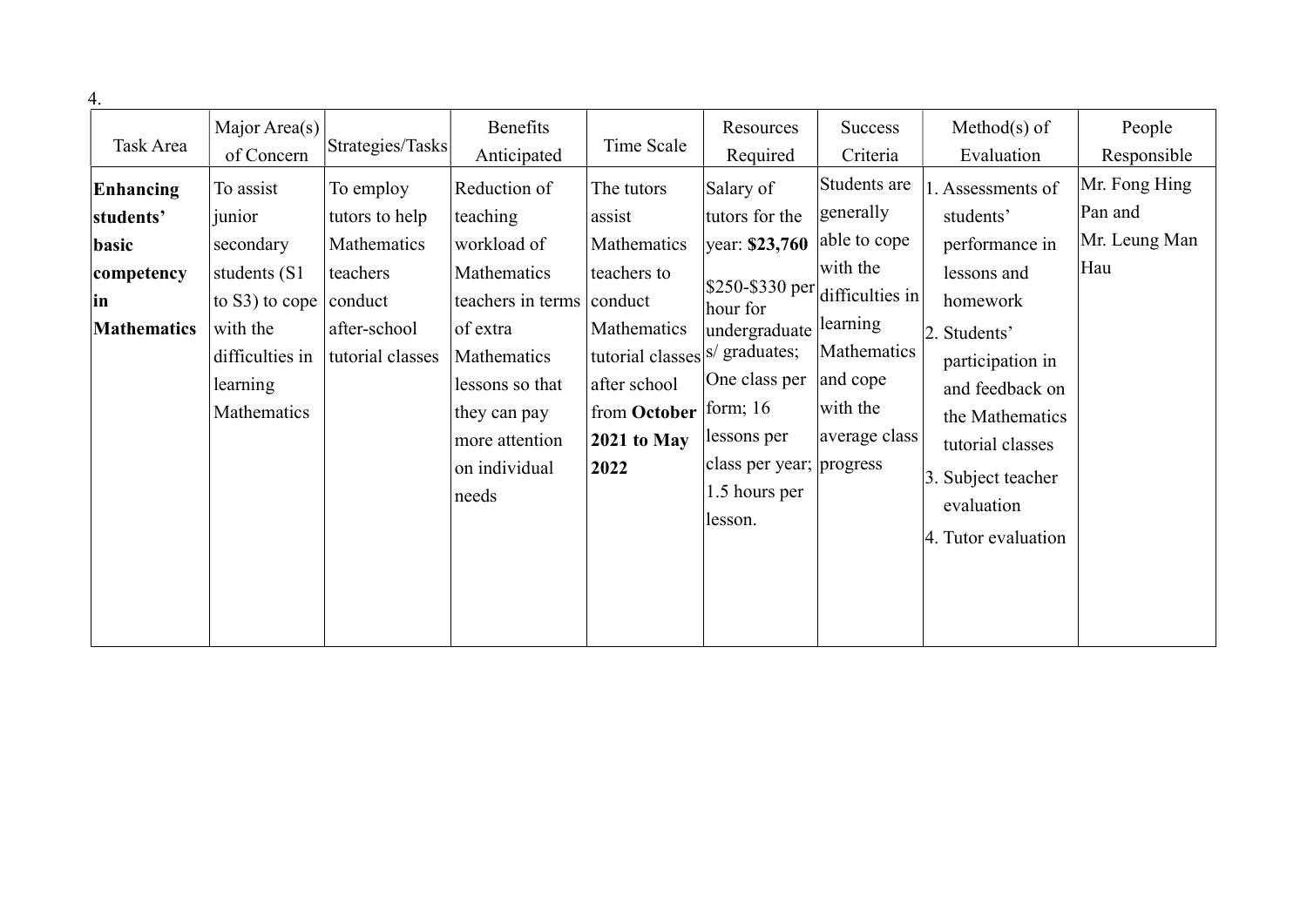4.

| Task Area | Major Area(s) of Concern | Strategies/Tasks | Benefits Anticipated | Time Scale | Resources Required | Success Criteria | Method(s) of Evaluation | People Responsible |
|---|---|---|---|---|---|---|---|---|
| **Enhancing students' basic competency in Mathematics** | To assist junior secondary students (S1 to S3) to cope with the difficulties in learning Mathematics | To employ tutors to help Mathematics teachers conduct after-school tutorial classes | Reduction of teaching workload of Mathematics teachers in terms of extra Mathematics lessons so that they can pay more attention on individual needs | The tutors assist Mathematics teachers to conduct Mathematics tutorial classes after school from **October 2021 to May 2022** | Salary of tutors for the year: **$23,760**<br><br>$250-$330 per hour for undergraduates/ graduates;<br><br>One class per form; 16 lessons per class per year; 1.5 hours per lesson. | Students are generally able to cope with the difficulties in learning Mathematics and cope with the average class progress | 1. Assessments of students' performance in lessons and homework<br>2. Students' participation in and feedback on the Mathematics tutorial classes<br>3. Subject teacher evaluation<br>4. Tutor evaluation | Mr. Fong Hing Pan and Mr. Leung Man Hau |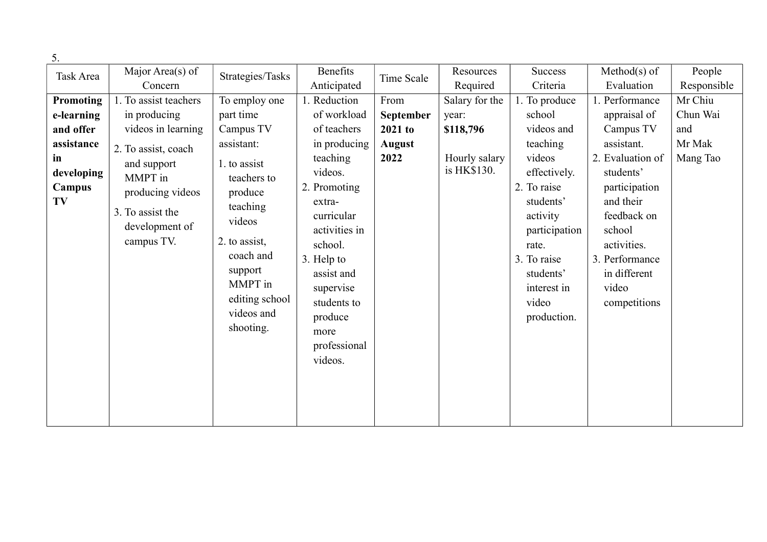5.

| Task Area | Major Area(s) of Concern | Strategies/Tasks | Benefits Anticipated | Time Scale | Resources Required | Success Criteria | Method(s) of Evaluation | People Responsible |
|---|---|---|---|---|---|---|---|---|
| **Promoting e-learning and offer assistance in developing Campus TV** | 1. To assist teachers in producing videos in learning<br>2. To assist, coach and support MMPT in producing videos<br>3. To assist the development of campus TV. | To employ one part time Campus TV assistant:<br>1. to assist teachers to produce teaching videos<br>2. to assist, coach and support MMPT in editing school videos and shooting. | 1. Reduction of workload of teachers in producing teaching videos.<br>2. Promoting extra-curricular activities in school.<br>3. Help to assist and supervise students to produce more professional videos. | From **September 2021 to August 2022** | Salary for the year: **$118,796**<br><br>Hourly salary is HK$130. | 1. To produce school videos and teaching videos effectively.<br>2. To raise students' activity participation rate.<br>3. To raise students' interest in video production. | 1. Performance appraisal of Campus TV assistant.<br>2. Evaluation of students' participation and their feedback on school activities.<br>3. Performance in different video competitions | Mr Chiu Chun Wai and Mr Mak Mang Tao |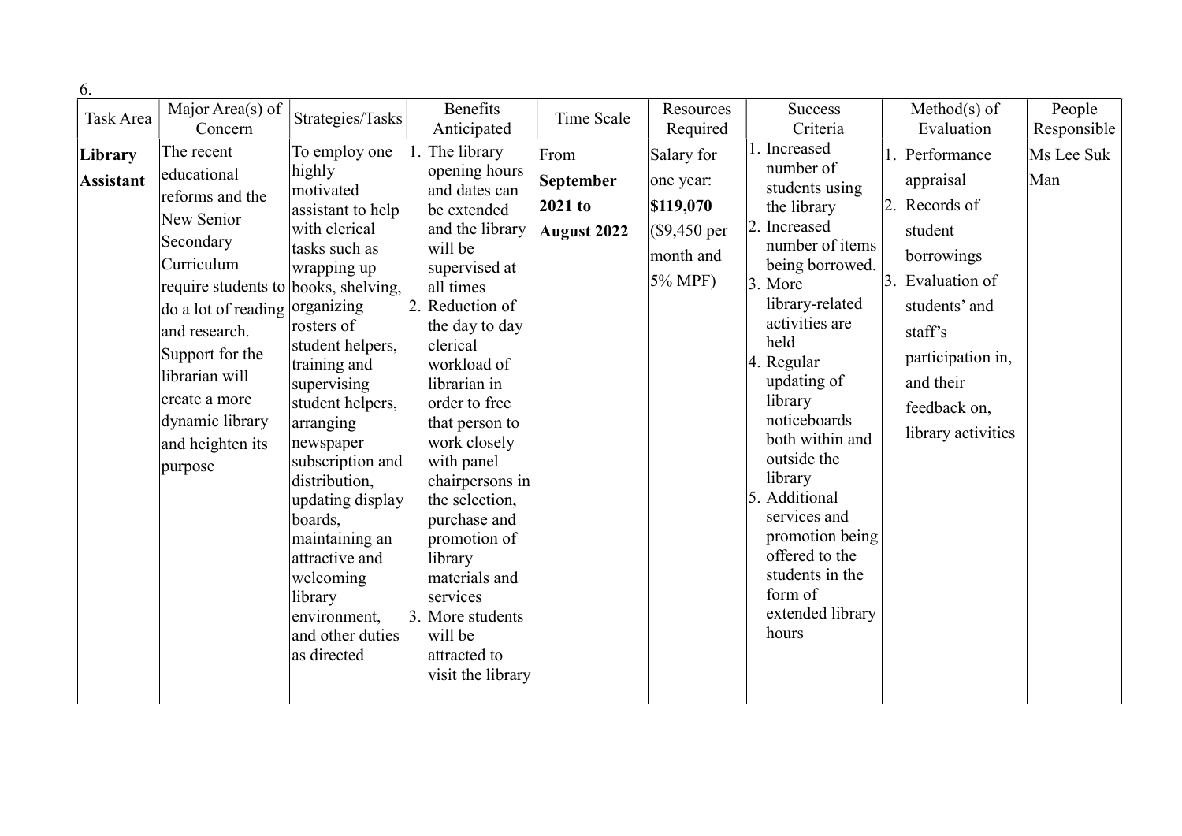6.

| Task Area | Major Area(s) of Concern | Strategies/Tasks | Benefits Anticipated | Time Scale | Resources Required | Success Criteria | Method(s) of Evaluation | People Responsible |
|---|---|---|---|---|---|---|---|---|
| **Library Assistant** | The recent educational reforms and the New Senior Secondary Curriculum require students to do a lot of reading and research. Support for the librarian will create a more dynamic library and heighten its purpose | To employ one highly motivated assistant to help with clerical tasks such as wrapping up books, shelving, organizing rosters of student helpers, training and supervising student helpers, arranging newspaper subscription and distribution, updating display boards, maintaining an attractive and welcoming library environment, and other duties as directed | 1. The library opening hours and dates can be extended and the library will be supervised at all times<br>2. Reduction of the day to day clerical workload of librarian in order to free that person to work closely with panel chairpersons in the selection, purchase and promotion of library materials and services<br>3. More students will be attracted to visit the library | From **September 2021 to August 2022** | Salary for one year: **$119,070** ($9,450 per month and 5% MPF) | 1. Increased number of students using the library<br>2. Increased number of items being borrowed.<br>3. More library-related activities are held<br>4. Regular updating of library noticeboards both within and outside the library<br>5. Additional services and promotion being offered to the students in the form of extended library hours | 1. Performance appraisal<br>2. Records of student borrowings<br>3. Evaluation of students' and staff's participation in, and their feedback on, library activities | Ms Lee Suk Man |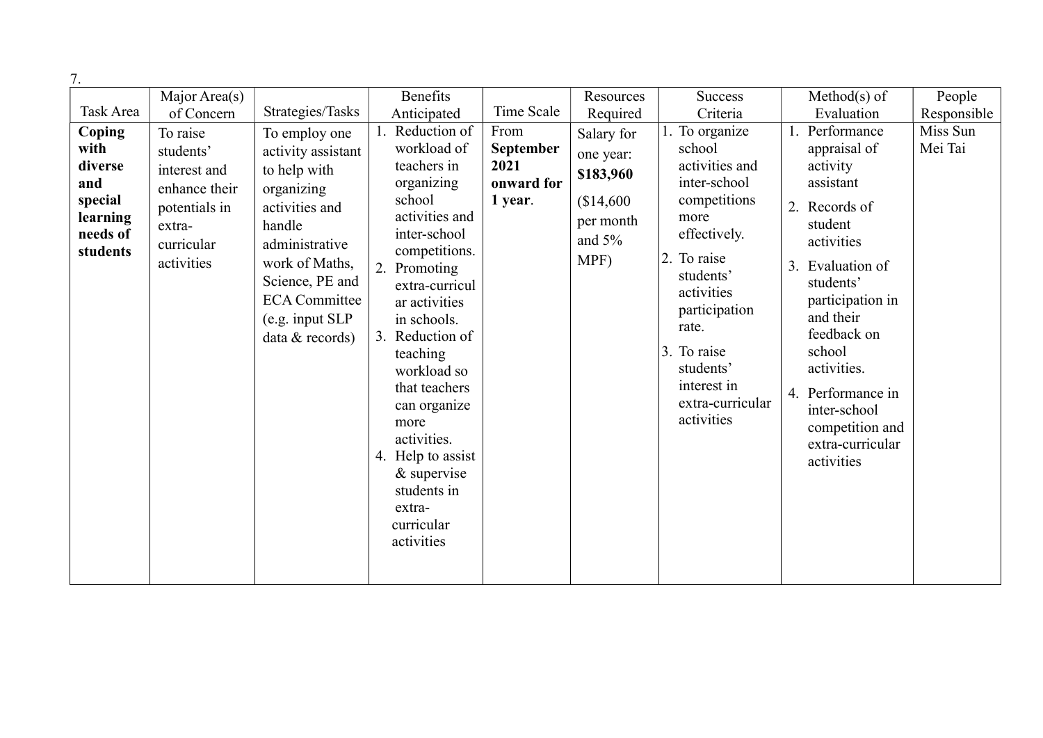7.

| Task Area | Major Area(s) of Concern | Strategies/Tasks | Benefits Anticipated | Time Scale | Resources Required | Success Criteria | Method(s) of Evaluation | People Responsible |
|---|---|---|---|---|---|---|---|---|
| **Coping with diverse and special learning needs of students** | To raise students' interest and enhance their potentials in extra-curricular activities | To employ one activity assistant to help with organizing activities and handle administrative work of Maths, Science, PE and ECA Committee (e.g. input SLP data & records) | 1. Reduction of workload of teachers in organizing school activities and inter-school competitions.<br>2. Promoting extra-curricular activities in schools.<br>3. Reduction of teaching workload so that teachers can organize more activities.<br>4. Help to assist & supervise students in extra-curricular activities | From **September 2021 onward for 1 year**. | Salary for one year: **$183,960** ($14,600 per month and 5% MPF) | 1. To organize school activities and inter-school competitions more effectively.<br>2. To raise students' activities participation rate.<br>3. To raise students' interest in extra-curricular activities | 1. Performance appraisal of activity assistant<br>2. Records of student activities<br>3. Evaluation of students' participation in and their feedback on school activities.<br>4. Performance in inter-school competition and extra-curricular activities | Miss Sun Mei Tai |